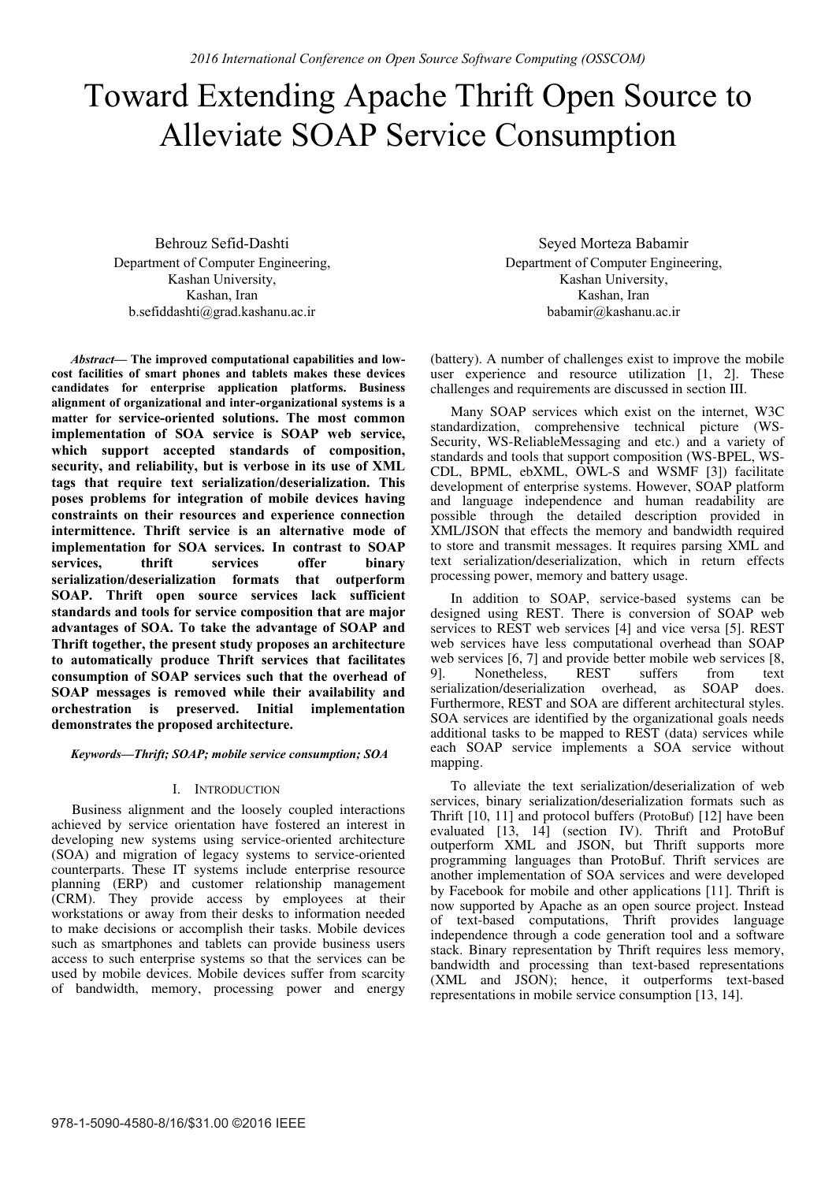# Toward Extending Apache Thrift Open Source to Alleviate SOAP Service Consumption

Behrouz Sefid-Dashti
Department of Computer Engineering,
Kashan University,
Kashan, Iran
b.sefiddashti@grad.kashanu.ac.ir

Seyed Morteza Babamir
Department of Computer Engineering,
Kashan University,
Kashan, Iran
babamir@kashanu.ac.ir

***Abstract*— The improved computational capabilities and low-cost facilities of smart phones and tablets makes these devices candidates for enterprise application platforms. Business alignment of organizational and inter-organizational systems is a matter for service-oriented solutions. The most common implementation of SOA service is SOAP web service, which support accepted standards of composition, security, and reliability, but is verbose in its use of XML tags that require text serialization/deserialization. This poses problems for integration of mobile devices having constraints on their resources and experience connection intermittence. Thrift service is an alternative mode of implementation for SOA services. In contrast to SOAP services, thrift services offer binary serialization/deserialization formats that outperform SOAP. Thrift open source services lack sufficient standards and tools for service composition that are major advantages of SOA. To take the advantage of SOAP and Thrift together, the present study proposes an architecture to automatically produce Thrift services that facilitates consumption of SOAP services such that the overhead of SOAP messages is removed while their availability and orchestration is preserved. Initial implementation demonstrates the proposed architecture.**

***Keywords—Thrift; SOAP; mobile service consumption; SOA***

## I. Introduction

Business alignment and the loosely coupled interactions achieved by service orientation have fostered an interest in developing new systems using service-oriented architecture (SOA) and migration of legacy systems to service-oriented counterparts. These IT systems include enterprise resource planning (ERP) and customer relationship management (CRM). They provide access by employees at their workstations or away from their desks to information needed to make decisions or accomplish their tasks. Mobile devices such as smartphones and tablets can provide business users access to such enterprise systems so that the services can be used by mobile devices. Mobile devices suffer from scarcity of bandwidth, memory, processing power and energy (battery). A number of challenges exist to improve the mobile user experience and resource utilization [1, 2]. These challenges and requirements are discussed in section III.

Many SOAP services which exist on the internet, W3C standardization, comprehensive technical picture (WS-Security, WS-ReliableMessaging and etc.) and a variety of standards and tools that support composition (WS-BPEL, WS-CDL, BPML, ebXML, OWL-S and WSMF [3]) facilitate development of enterprise systems. However, SOAP platform and language independence and human readability are possible through the detailed description provided in XML/JSON that effects the memory and bandwidth required to store and transmit messages. It requires parsing XML and text serialization/deserialization, which in return effects processing power, memory and battery usage.

In addition to SOAP, service-based systems can be designed using REST. There is conversion of SOAP web services to REST web services [4] and vice versa [5]. REST web services have less computational overhead than SOAP web services [6, 7] and provide better mobile web services [8, 9]. Nonetheless, REST suffers from text serialization/deserialization overhead, as SOAP does. Furthermore, REST and SOA are different architectural styles. SOA services are identified by the organizational goals needs additional tasks to be mapped to REST (data) services while each SOAP service implements a SOA service without mapping.

To alleviate the text serialization/deserialization of web services, binary serialization/deserialization formats such as Thrift [10, 11] and protocol buffers (ProtoBuf) [12] have been evaluated [13, 14] (section IV). Thrift and ProtoBuf outperform XML and JSON, but Thrift supports more programming languages than ProtoBuf. Thrift services are another implementation of SOA services and were developed by Facebook for mobile and other applications [11]. Thrift is now supported by Apache as an open source project. Instead of text-based computations, Thrift provides language independence through a code generation tool and a software stack. Binary representation by Thrift requires less memory, bandwidth and processing than text-based representations (XML and JSON); hence, it outperforms text-based representations in mobile service consumption [13, 14].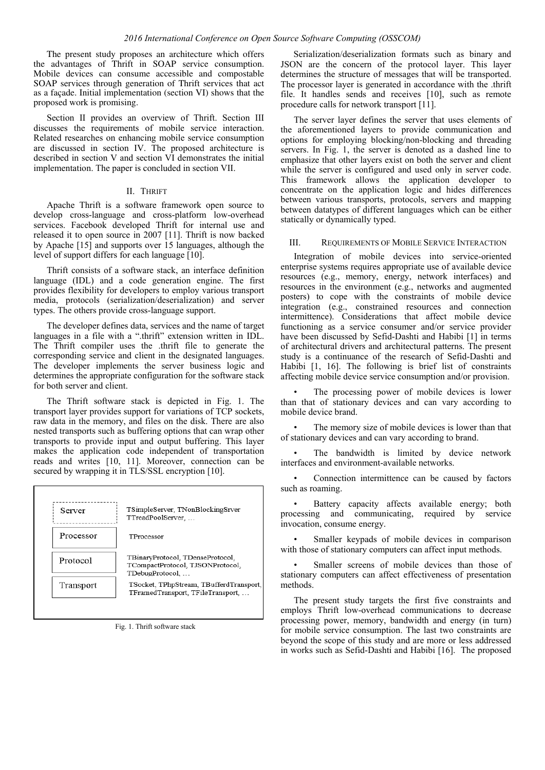The present study proposes an architecture which offers the advantages of Thrift in SOAP service consumption. Mobile devices can consume accessible and compostable SOAP services through generation of Thrift services that act as a façade. Initial implementation (section VI) shows that the proposed work is promising.

Section II provides an overview of Thrift. Section III discusses the requirements of mobile service interaction. Related researches on enhancing mobile service consumption are discussed in section IV. The proposed architecture is described in section V and section VI demonstrates the initial implementation. The paper is concluded in section VII.

## II. Thrift

Apache Thrift is a software framework open source to develop cross-language and cross-platform low-overhead services. Facebook developed Thrift for internal use and released it to open source in 2007 [11]. Thrift is now backed by Apache [15] and supports over 15 languages, although the level of support differs for each language [10].

Thrift consists of a software stack, an interface definition language (IDL) and a code generation engine. The first provides flexibility for developers to employ various transport media, protocols (serialization/deserialization) and server types. The others provide cross-language support.

The developer defines data, services and the name of target languages in a file with a ".thrift" extension written in IDL. The Thrift compiler uses the .thrift file to generate the corresponding service and client in the designated languages. The developer implements the server business logic and determines the appropriate configuration for the software stack for both server and client.

The Thrift software stack is depicted in Fig. 1. The transport layer provides support for variations of TCP sockets, raw data in the memory, and files on the disk. There are also nested transports such as buffering options that can wrap other transports to provide input and output buffering. This layer makes the application code independent of transportation reads and writes [10, 11]. Moreover, connection can be secured by wrapping it in TLS/SSL encryption [10].

| Layer | Examples |
|---|---|
| Server | TSimpleServer, TNonBlockingSrver TTreadPoolServer, … |
| Processor | TProcessor |
| Protocol | TBinaryProtocol, TDenseProtocol, TCompactProtocol, TJSONProtocol, TDebugProtocol, … |
| Transport | TSocket, TPhpStream, TBufferdTransport, TFramedTransport, TFileTransport, … |

Fig. 1. Thrift software stack

Serialization/deserialization formats such as binary and JSON are the concern of the protocol layer. This layer determines the structure of messages that will be transported. The processor layer is generated in accordance with the .thrift file. It handles sends and receives [10], such as remote procedure calls for network transport [11].

The server layer defines the server that uses elements of the aforementioned layers to provide communication and options for employing blocking/non-blocking and threading servers. In Fig. 1, the server is denoted as a dashed line to emphasize that other layers exist on both the server and client while the server is configured and used only in server code. This framework allows the application developer to concentrate on the application logic and hides differences between various transports, protocols, servers and mapping between datatypes of different languages which can be either statically or dynamically typed.

## III. Requirements of Mobile Service Interaction

Integration of mobile devices into service-oriented enterprise systems requires appropriate use of available device resources (e.g., memory, energy, network interfaces) and resources in the environment (e.g., networks and augmented posters) to cope with the constraints of mobile device integration (e.g., constrained resources and connection intermittence). Considerations that affect mobile device functioning as a service consumer and/or service provider have been discussed by Sefid-Dashti and Habibi [1] in terms of architectural drivers and architectural patterns. The present study is a continuance of the research of Sefid-Dashti and Habibi [1, 16]. The following is brief list of constraints affecting mobile device service consumption and/or provision.

- The processing power of mobile devices is lower than that of stationary devices and can vary according to mobile device brand.
- The memory size of mobile devices is lower than that of stationary devices and can vary according to brand.
- The bandwidth is limited by device network interfaces and environment-available networks.
- Connection intermittence can be caused by factors such as roaming.
- Battery capacity affects available energy; both processing and communicating, required by service invocation, consume energy.
- Smaller keypads of mobile devices in comparison with those of stationary computers can affect input methods.
- Smaller screens of mobile devices than those of stationary computers can affect effectiveness of presentation methods.

The present study targets the first five constraints and employs Thrift low-overhead communications to decrease processing power, memory, bandwidth and energy (in turn) for mobile service consumption. The last two constraints are beyond the scope of this study and are more or less addressed in works such as Sefid-Dashti and Habibi [16]. The proposed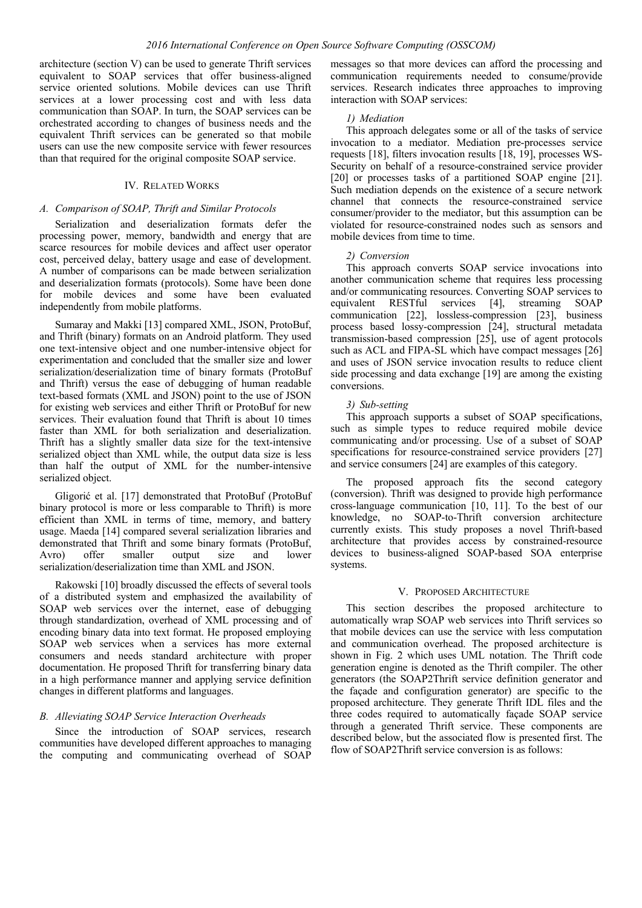architecture (section V) can be used to generate Thrift services equivalent to SOAP services that offer business-aligned service oriented solutions. Mobile devices can use Thrift services at a lower processing cost and with less data communication than SOAP. In turn, the SOAP services can be orchestrated according to changes of business needs and the equivalent Thrift services can be generated so that mobile users can use the new composite service with fewer resources than that required for the original composite SOAP service.

## IV. Related Works

### *A. Comparison of SOAP, Thrift and Similar Protocols*

Serialization and deserialization formats defer the processing power, memory, bandwidth and energy that are scarce resources for mobile devices and affect user operator cost, perceived delay, battery usage and ease of development. A number of comparisons can be made between serialization and deserialization formats (protocols). Some have been done for mobile devices and some have been evaluated independently from mobile platforms.

Sumaray and Makki [13] compared XML, JSON, ProtoBuf, and Thrift (binary) formats on an Android platform. They used one text-intensive object and one number-intensive object for experimentation and concluded that the smaller size and lower serialization/deserialization time of binary formats (ProtoBuf and Thrift) versus the ease of debugging of human readable text-based formats (XML and JSON) point to the use of JSON for existing web services and either Thrift or ProtoBuf for new services. Their evaluation found that Thrift is about 10 times faster than XML for both serialization and deserialization. Thrift has a slightly smaller data size for the text-intensive serialized object than XML while, the output data size is less than half the output of XML for the number-intensive serialized object.

Gligorić et al. [17] demonstrated that ProtoBuf (ProtoBuf binary protocol is more or less comparable to Thrift) is more efficient than XML in terms of time, memory, and battery usage. Maeda [14] compared several serialization libraries and demonstrated that Thrift and some binary formats (ProtoBuf, Avro) offer smaller output size and lower serialization/deserialization time than XML and JSON.

Rakowski [10] broadly discussed the effects of several tools of a distributed system and emphasized the availability of SOAP web services over the internet, ease of debugging through standardization, overhead of XML processing and of encoding binary data into text format. He proposed employing SOAP web services when a services has more external consumers and needs standard architecture with proper documentation. He proposed Thrift for transferring binary data in a high performance manner and applying service definition changes in different platforms and languages.

### *B. Alleviating SOAP Service Interaction Overheads*

Since the introduction of SOAP services, research communities have developed different approaches to managing the computing and communicating overhead of SOAP messages so that more devices can afford the processing and communication requirements needed to consume/provide services. Research indicates three approaches to improving interaction with SOAP services:

#### *1) Mediation*

This approach delegates some or all of the tasks of service invocation to a mediator. Mediation pre-processes service requests [18], filters invocation results [18, 19], processes WS-Security on behalf of a resource-constrained service provider [20] or processes tasks of a partitioned SOAP engine [21]. Such mediation depends on the existence of a secure network channel that connects the resource-constrained service consumer/provider to the mediator, but this assumption can be violated for resource-constrained nodes such as sensors and mobile devices from time to time.

#### *2) Conversion*

This approach converts SOAP service invocations into another communication scheme that requires less processing and/or communicating resources. Converting SOAP services to equivalent RESTful services [4], streaming SOAP communication [22], lossless-compression [23], business process based lossy-compression [24], structural metadata transmission-based compression [25], use of agent protocols such as ACL and FIPA-SL which have compact messages [26] and uses of JSON service invocation results to reduce client side processing and data exchange [19] are among the existing conversions.

#### *3) Sub-setting*

This approach supports a subset of SOAP specifications, such as simple types to reduce required mobile device communicating and/or processing. Use of a subset of SOAP specifications for resource-constrained service providers [27] and service consumers [24] are examples of this category.

The proposed approach fits the second category (conversion). Thrift was designed to provide high performance cross-language communication [10, 11]. To the best of our knowledge, no SOAP-to-Thrift conversion architecture currently exists. This study proposes a novel Thrift-based architecture that provides access by constrained-resource devices to business-aligned SOAP-based SOA enterprise systems.

## V. Proposed Architecture

This section describes the proposed architecture to automatically wrap SOAP web services into Thrift services so that mobile devices can use the service with less computation and communication overhead. The proposed architecture is shown in Fig. 2 which uses UML notation. The Thrift code generation engine is denoted as the Thrift compiler. The other generators (the SOAP2Thrift service definition generator and the façade and configuration generator) are specific to the proposed architecture. They generate Thrift IDL files and the three codes required to automatically façade SOAP service through a generated Thrift service. These components are described below, but the associated flow is presented first. The flow of SOAP2Thrift service conversion is as follows: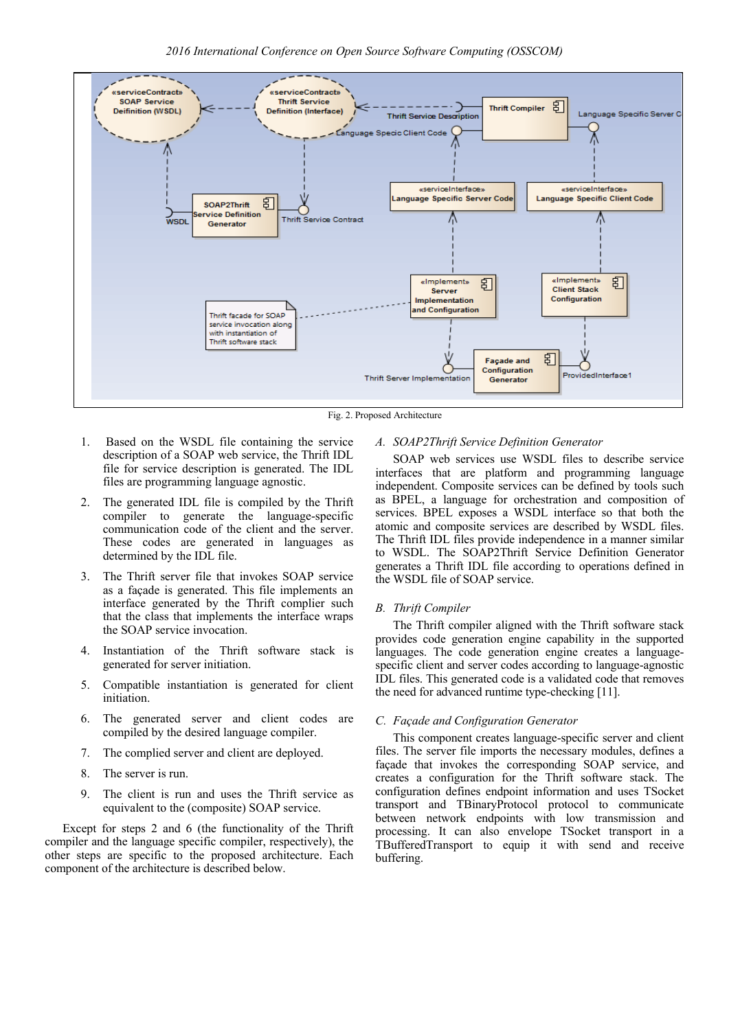Fig. 2. Proposed Architecture

1. Based on the WSDL file containing the service description of a SOAP web service, the Thrift IDL file for service description is generated. The IDL files are programming language agnostic.

2. The generated IDL file is compiled by the Thrift compiler to generate the language-specific communication code of the client and the server. These codes are generated in languages as determined by the IDL file.

3. The Thrift server file that invokes SOAP service as a façade is generated. This file implements an interface generated by the Thrift complier such that the class that implements the interface wraps the SOAP service invocation.

4. Instantiation of the Thrift software stack is generated for server initiation.

5. Compatible instantiation is generated for client initiation.

6. The generated server and client codes are compiled by the desired language compiler.

7. The complied server and client are deployed.

8. The server is run.

9. The client is run and uses the Thrift service as equivalent to the (composite) SOAP service.

Except for steps 2 and 6 (the functionality of the Thrift compiler and the language specific compiler, respectively), the other steps are specific to the proposed architecture. Each component of the architecture is described below.

### A. *SOAP2Thrift Service Definition Generator*

SOAP web services use WSDL files to describe service interfaces that are platform and programming language independent. Composite services can be defined by tools such as BPEL, a language for orchestration and composition of services. BPEL exposes a WSDL interface so that both the atomic and composite services are described by WSDL files. The Thrift IDL files provide independence in a manner similar to WSDL. The SOAP2Thrift Service Definition Generator generates a Thrift IDL file according to operations defined in the WSDL file of SOAP service.

### B. *Thrift Compiler*

The Thrift compiler aligned with the Thrift software stack provides code generation engine capability in the supported languages. The code generation engine creates a language-specific client and server codes according to language-agnostic IDL files. This generated code is a validated code that removes the need for advanced runtime type-checking [11].

### C. *Façade and Configuration Generator*

This component creates language-specific server and client files. The server file imports the necessary modules, defines a façade that invokes the corresponding SOAP service, and creates a configuration for the Thrift software stack. The configuration defines endpoint information and uses TSocket transport and TBinaryProtocol protocol to communicate between network endpoints with low transmission and processing. It can also envelope TSocket transport in a TBufferedTransport to equip it with send and receive buffering.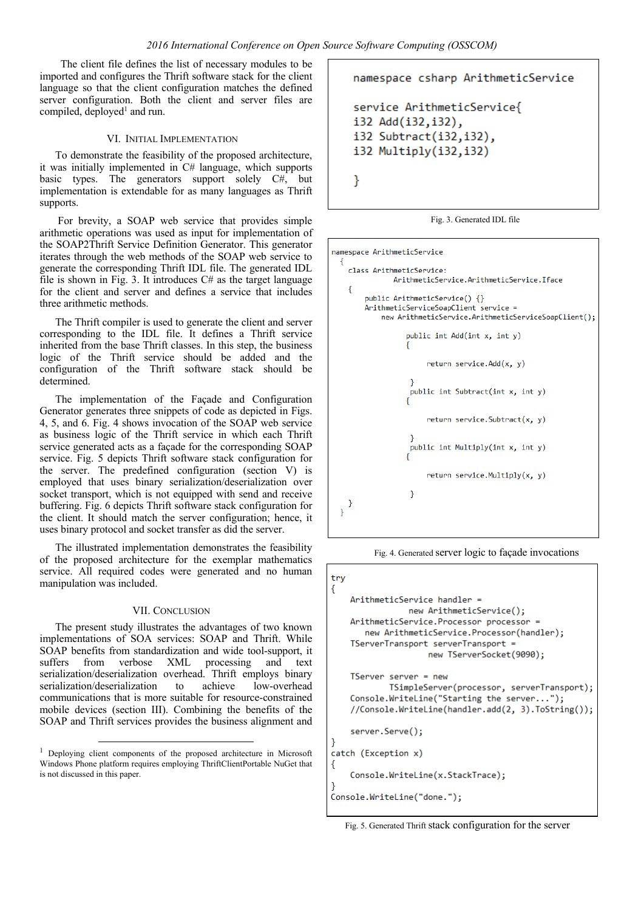The client file defines the list of necessary modules to be imported and configures the Thrift software stack for the client language so that the client configuration matches the defined server configuration. Both the client and server files are compiled, deployed[1] and run.

## VI. Initial Implementation

To demonstrate the feasibility of the proposed architecture, it was initially implemented in C# language, which supports basic types. The generators support solely C#, but implementation is extendable for as many languages as Thrift supports.

For brevity, a SOAP web service that provides simple arithmetic operations was used as input for implementation of the SOAP2Thrift Service Definition Generator. This generator iterates through the web methods of the SOAP web service to generate the corresponding Thrift IDL file. The generated IDL file is shown in Fig. 3. It introduces C# as the target language for the client and server and defines a service that includes three arithmetic methods.

The Thrift compiler is used to generate the client and server corresponding to the IDL file. It defines a Thrift service inherited from the base Thrift classes. In this step, the business logic of the Thrift service should be added and the configuration of the Thrift software stack should be determined.

The implementation of the Façade and Configuration Generator generates three snippets of code as depicted in Figs. 4, 5, and 6. Fig. 4 shows invocation of the SOAP web service as business logic of the Thrift service in which each Thrift service generated acts as a façade for the corresponding SOAP service. Fig. 5 depicts Thrift software stack configuration for the server. The predefined configuration (section V) is employed that uses binary serialization/deserialization over socket transport, which is not equipped with send and receive buffering. Fig. 6 depicts Thrift software stack configuration for the client. It should match the server configuration; hence, it uses binary protocol and socket transfer as did the server.

The illustrated implementation demonstrates the feasibility of the proposed architecture for the exemplar mathematics service. All required codes were generated and no human manipulation was included.

## VII. Conclusion

The present study illustrates the advantages of two known implementations of SOA services: SOAP and Thrift. While SOAP benefits from standardization and wide tool-support, it suffers from verbose XML processing and text serialization/deserialization overhead. Thrift employs binary serialization/deserialization to achieve low-overhead communications that is more suitable for resource-constrained mobile devices (section III). Combining the benefits of the SOAP and Thrift services provides the business alignment and

[1] Deploying client components of the proposed architecture in Microsoft Windows Phone platform requires employing ThriftClientPortable NuGet that is not discussed in this paper.

```
namespace csharp ArithmeticService

service ArithmeticService{
i32 Add(i32,i32),
i32 Subtract(i32,i32),
i32 Multiply(i32,i32)

}
```

Fig. 3. Generated IDL file

```
namespace ArithmeticService
  {
    class ArithmeticService:
              ArithmeticService.ArithmeticService.Iface
    {
        public ArithmeticService() {}
        ArithmeticServiceSoapClient service =
            new ArithmeticService.ArithmeticServiceSoapClient();

                  public int Add(int x, int y)
                  {

                       return service.Add(x, y)

                   }
                   public int Subtract(int x, int y)
                  {

                       return service.Subtract(x, y)

                   }
                   public int Multiply(int x, int y)
                  {

                       return service.Multiply(x, y)

                   }
    }
  }
```

Fig. 4. Generated server logic to façade invocations

```
try
{
    ArithmeticService handler =
                new ArithmeticService();
    ArithmeticService.Processor processor =
       new ArithmeticService.Processor(handler);
    TServerTransport serverTransport =
                    new TServerSocket(9090);

    TServer server = new
            TSimpleServer(processor, serverTransport);
    Console.WriteLine("Starting the server...");
    //Console.WriteLine(handler.add(2, 3).ToString());

    server.Serve();
}
catch (Exception x)
{
    Console.WriteLine(x.StackTrace);
}
Console.WriteLine("done.");
```

Fig. 5. Generated Thrift stack configuration for the server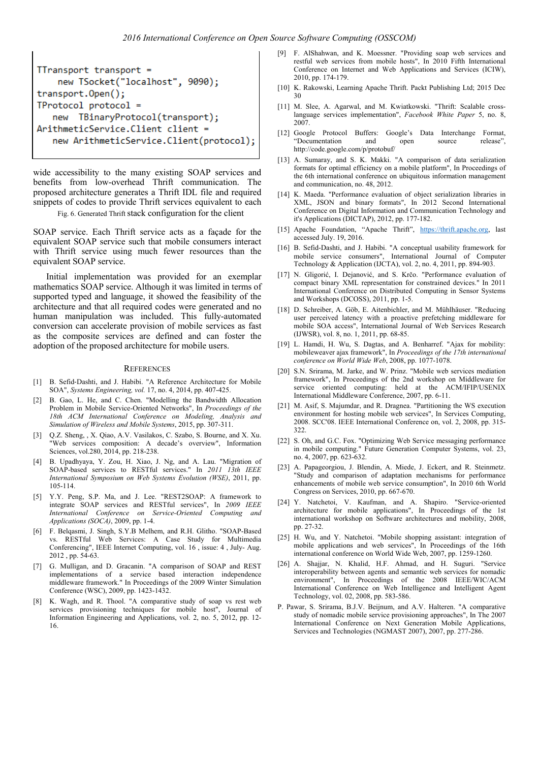```
TTransport transport =
    new TSocket("localhost", 9090);
transport.Open();
TProtocol protocol =
   new  TBinaryProtocol(transport);
ArithmeticService.Client client =
   new ArithmeticService.Client(protocol);
```

Fig. 6. Generated Thrift stack configuration for the client

wide accessibility to the many existing SOAP services and benefits from low-overhead Thrift communication. The proposed architecture generates a Thrift IDL file and required snippets of codes to provide Thrift services equivalent to each SOAP service. Each Thrift service acts as a façade for the equivalent SOAP service such that mobile consumers interact with Thrift service using much fewer resources than the equivalent SOAP service.

Initial implementation was provided for an exemplar mathematics SOAP service. Although it was limited in terms of supported typed and language, it showed the feasibility of the architecture and that all required codes were generated and no human manipulation was included. This fully-automated conversion can accelerate provision of mobile services as fast as the composite services are defined and can foster the adoption of the proposed architecture for mobile users.

## REFERENCES

[1] B. Sefid-Dashti, and J. Habibi. "A Reference Architecture for Mobile SOA", *Systems Engineering, vol.* 17, no. 4, 2014, pp. 407-425.

[2] B. Gao, L. He, and C. Chen. "Modelling the Bandwidth Allocation Problem in Mobile Service-Oriented Networks", In *Proceedings of the 18th ACM International Conference on Modeling, Analysis and Simulation of Wireless and Mobile Systems*, 2015, pp. 307-311.

[3] Q.Z. Sheng, , X. Qiao, A.V. Vasilakos, C. Szabo, S. Bourne, and X. Xu. "Web services composition: A decade's overview", Information Sciences, vol.280, 2014, pp. 218-238.

[4] B. Upadhyaya, Y. Zou, H. Xiao, J. Ng, and A. Lau. "Migration of SOAP-based services to RESTful services." In *2011 13th IEEE International Symposium on Web Systems Evolution (WSE)*, 2011, pp. 105-114.

[5] Y.Y. Peng, S.P. Ma, and J. Lee. "REST2SOAP: A framework to integrate SOAP services and RESTful services", In *2009 IEEE International Conference on Service-Oriented Computing and Applications (SOCA)*, 2009, pp. 1-4.

[6] F. Belqasmi, J. Singh, S.Y.B Melhem, and R.H. Glitho. "SOAP-Based vs. RESTful Web Services: A Case Study for Multimedia Conferencing", IEEE Internet Computing, vol. 16 , issue: 4 , July- Aug. 2012 , pp. 54-63.

[7] G. Mulligan, and D. Gracanin. "A comparison of SOAP and REST implementations of a service based interaction independence middleware framework." In Proceedings of the 2009 Winter Simulation Conference (WSC), 2009, pp. 1423-1432.

[8] K. Wagh, and R. Thool. "A comparative study of soap vs rest web services provisioning techniques for mobile host", Journal of Information Engineering and Applications, vol. 2, no. 5, 2012, pp. 12-16.

[9] F. AlShahwan, and K. Moessner. "Providing soap web services and restful web services from mobile hosts", In 2010 Fifth International Conference on Internet and Web Applications and Services (ICIW), 2010, pp. 174-179.

[10] K. Rakowski, Learning Apache Thrift. Packt Publishing Ltd; 2015 Dec 30

[11] M. Slee, A. Agarwal, and M. Kwiatkowski. "Thrift: Scalable cross-language services implementation", *Facebook White Paper* 5, no. 8, 2007.

[12] Google Protocol Buffers: Google's Data Interchange Format, "Documentation and open source release", http://code.google.com/p/protobuf/

[13] A. Sumaray, and S. K. Makki. "A comparison of data serialization formats for optimal efficiency on a mobile platform", In Proceedings of the 6th international conference on ubiquitous information management and communication, no. 48, 2012.

[14] K. Maeda. "Performance evaluation of object serialization libraries in XML, JSON and binary formats", In 2012 Second International Conference on Digital Information and Communication Technology and it's Applications (DICTAP), 2012, pp. 177-182.

[15] Apache Foundation, "Apache Thrift", https://thrift.apache.org, last accessed July. 19, 2016.

[16] B. Sefid-Dashti, and J. Habibi. "A conceptual usability framework for mobile service consumers", International Journal of Computer Technology & Application (IJCTA), vol. 2, no. 4, 2011, pp. 894-903.

[17] N. Gligorić, I. Dejanović, and S. Krčo. "Performance evaluation of compact binary XML representation for constrained devices." In 2011 International Conference on Distributed Computing in Sensor Systems and Workshops (DCOSS), 2011, pp. 1-5.

[18] D. Schreiber, A. Göb, E. Aitenbichler, and M. Mühlhäuser. "Reducing user perceived latency with a proactive prefetching middleware for mobile SOA access", International Journal of Web Services Research (IJWSR), vol. 8, no. 1, 2011, pp. 68-85.

[19] L. Hamdi, H. Wu, S. Dagtas, and A. Benharref. "Ajax for mobility: mobileweaver ajax framework", In *Proceedings of the 17th international conference on World Wide Web*, 2008, pp. 1077-1078.

[20] S.N. Srirama, M. Jarke, and W. Prinz. "Mobile web services mediation framework", In Proceedings of the 2nd workshop on Middleware for service oriented computing: held at the ACM/IFIP/USENIX International Middleware Conference, 2007, pp. 6-11.

[21] M. Asif, S. Majumdar, and R. Dragnea. "Partitioning the WS execution environment for hosting mobile web services", In Services Computing, 2008. SCC'08. IEEE International Conference on, vol. 2, 2008, pp. 315-322.

[22] S. Oh, and G.C. Fox. "Optimizing Web Service messaging performance in mobile computing." Future Generation Computer Systems, vol. 23, no. 4, 2007, pp. 623-632.

[23] A. Papageorgiou, J. Blendin, A. Miede, J. Eckert, and R. Steinmetz. "Study and comparison of adaptation mechanisms for performance enhancements of mobile web service consumption", In 2010 6th World Congress on Services, 2010, pp. 667-670.

[24] Y. Natchetoi, V. Kaufman, and A. Shapiro. "Service-oriented architecture for mobile applications", In Proceedings of the 1st international workshop on Software architectures and mobility, 2008, pp. 27-32.

[25] H. Wu, and Y. Natchetoi. "Mobile shopping assistant: integration of mobile applications and web services", In Proceedings of the 16th international conference on World Wide Web, 2007, pp. 1259-1260.

[26] A. Shajjar, N. Khalid, H.F. Ahmad, and H. Suguri. "Service interoperability between agents and semantic web services for nomadic environment", In Proceedings of the 2008 IEEE/WIC/ACM International Conference on Web Intelligence and Intelligent Agent Technology, vol. 02, 2008, pp. 583-586.

P. Pawar, S. Srirama, B.J.V. Beijnum, and A.V. Halteren. "A comparative study of nomadic mobile service provisioning approaches", In The 2007 International Conference on Next Generation Mobile Applications, Services and Technologies (NGMAST 2007), 2007, pp. 277-286.